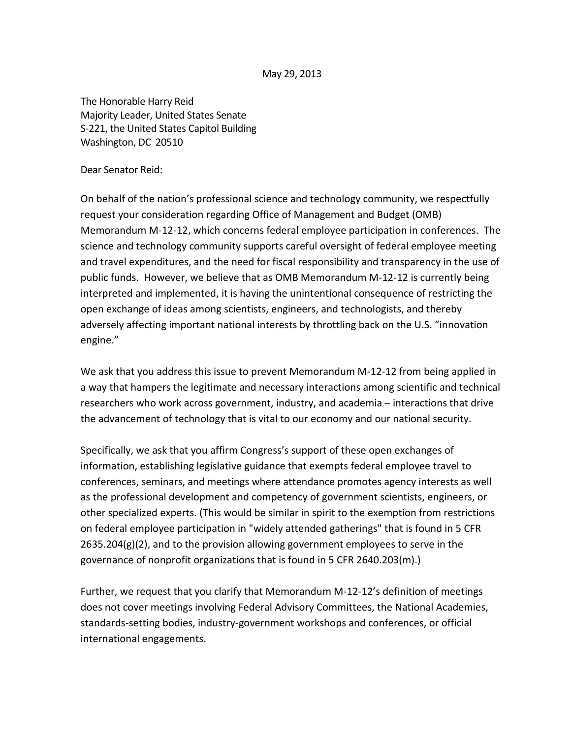May 29, 2013

The Honorable Harry Reid
Majority Leader, United States Senate
S-221, the United States Capitol Building
Washington, DC 20510

Dear Senator Reid:

On behalf of the nation's professional science and technology community, we respectfully request your consideration regarding Office of Management and Budget (OMB) Memorandum M-12-12, which concerns federal employee participation in conferences. The science and technology community supports careful oversight of federal employee meeting and travel expenditures, and the need for fiscal responsibility and transparency in the use of public funds. However, we believe that as OMB Memorandum M-12-12 is currently being interpreted and implemented, it is having the unintentional consequence of restricting the open exchange of ideas among scientists, engineers, and technologists, and thereby adversely affecting important national interests by throttling back on the U.S. "innovation engine."

We ask that you address this issue to prevent Memorandum M-12-12 from being applied in a way that hampers the legitimate and necessary interactions among scientific and technical researchers who work across government, industry, and academia – interactions that drive the advancement of technology that is vital to our economy and our national security.

Specifically, we ask that you affirm Congress's support of these open exchanges of information, establishing legislative guidance that exempts federal employee travel to conferences, seminars, and meetings where attendance promotes agency interests as well as the professional development and competency of government scientists, engineers, or other specialized experts. (This would be similar in spirit to the exemption from restrictions on federal employee participation in "widely attended gatherings" that is found in 5 CFR 2635.204(g)(2), and to the provision allowing government employees to serve in the governance of nonprofit organizations that is found in 5 CFR 2640.203(m).)

Further, we request that you clarify that Memorandum M-12-12's definition of meetings does not cover meetings involving Federal Advisory Committees, the National Academies, standards-setting bodies, industry-government workshops and conferences, or official international engagements.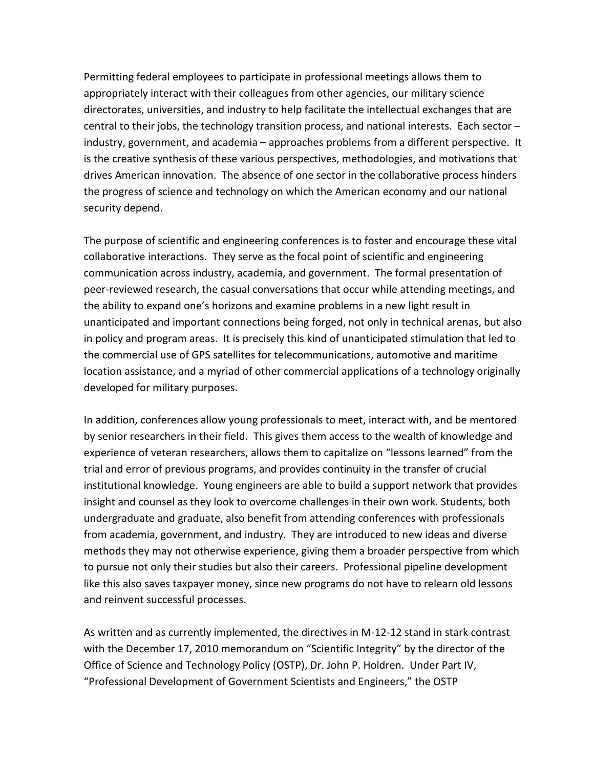Permitting federal employees to participate in professional meetings allows them to appropriately interact with their colleagues from other agencies, our military science directorates, universities, and industry to help facilitate the intellectual exchanges that are central to their jobs, the technology transition process, and national interests. Each sector – industry, government, and academia – approaches problems from a different perspective. It is the creative synthesis of these various perspectives, methodologies, and motivations that drives American innovation. The absence of one sector in the collaborative process hinders the progress of science and technology on which the American economy and our national security depend.

The purpose of scientific and engineering conferences is to foster and encourage these vital collaborative interactions. They serve as the focal point of scientific and engineering communication across industry, academia, and government. The formal presentation of peer-reviewed research, the casual conversations that occur while attending meetings, and the ability to expand one's horizons and examine problems in a new light result in unanticipated and important connections being forged, not only in technical arenas, but also in policy and program areas. It is precisely this kind of unanticipated stimulation that led to the commercial use of GPS satellites for telecommunications, automotive and maritime location assistance, and a myriad of other commercial applications of a technology originally developed for military purposes.

In addition, conferences allow young professionals to meet, interact with, and be mentored by senior researchers in their field. This gives them access to the wealth of knowledge and experience of veteran researchers, allows them to capitalize on "lessons learned" from the trial and error of previous programs, and provides continuity in the transfer of crucial institutional knowledge. Young engineers are able to build a support network that provides insight and counsel as they look to overcome challenges in their own work. Students, both undergraduate and graduate, also benefit from attending conferences with professionals from academia, government, and industry. They are introduced to new ideas and diverse methods they may not otherwise experience, giving them a broader perspective from which to pursue not only their studies but also their careers. Professional pipeline development like this also saves taxpayer money, since new programs do not have to relearn old lessons and reinvent successful processes.

As written and as currently implemented, the directives in M-12-12 stand in stark contrast with the December 17, 2010 memorandum on "Scientific Integrity" by the director of the Office of Science and Technology Policy (OSTP), Dr. John P. Holdren. Under Part IV, "Professional Development of Government Scientists and Engineers," the OSTP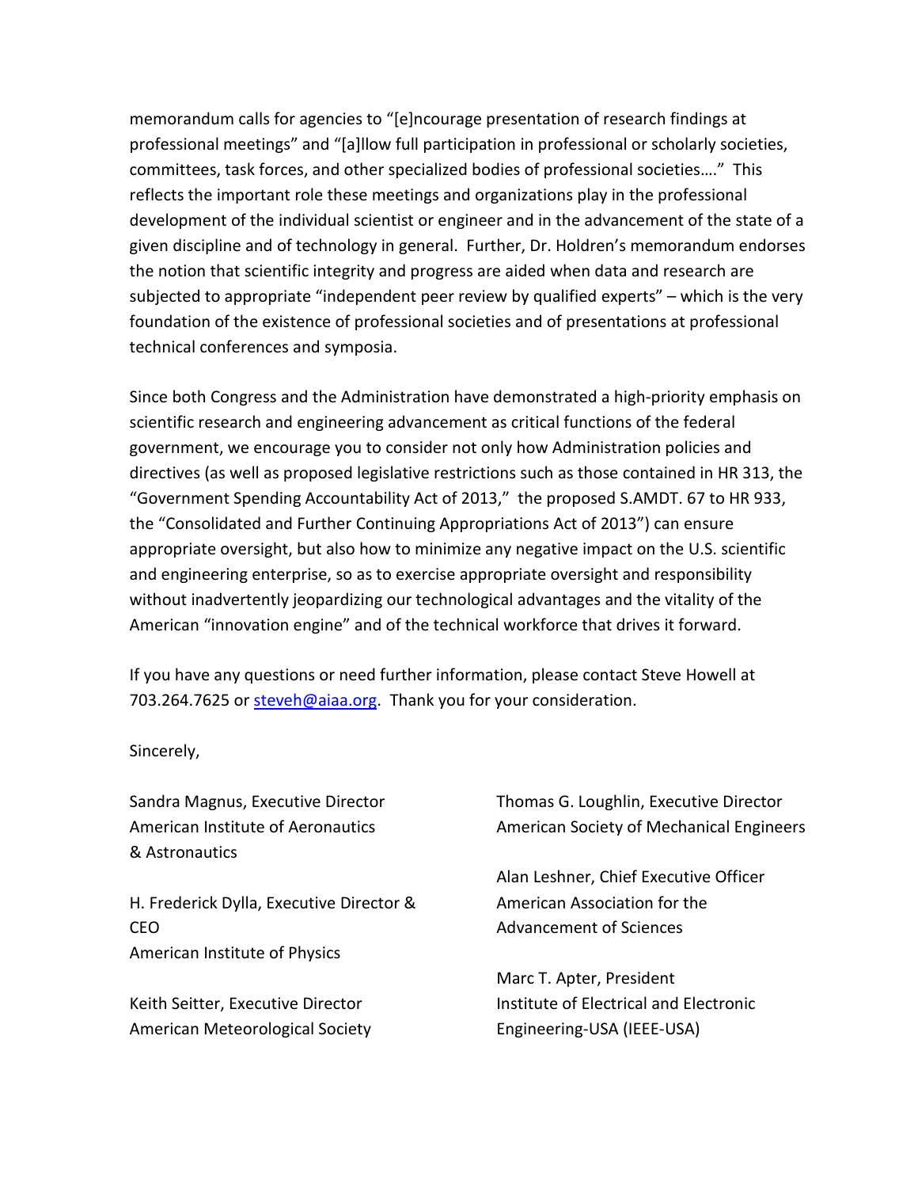memorandum calls for agencies to "[e]ncourage presentation of research findings at professional meetings" and "[a]llow full participation in professional or scholarly societies, committees, task forces, and other specialized bodies of professional societies…." This reflects the important role these meetings and organizations play in the professional development of the individual scientist or engineer and in the advancement of the state of a given discipline and of technology in general. Further, Dr. Holdren's memorandum endorses the notion that scientific integrity and progress are aided when data and research are subjected to appropriate "independent peer review by qualified experts" – which is the very foundation of the existence of professional societies and of presentations at professional technical conferences and symposia.

Since both Congress and the Administration have demonstrated a high-priority emphasis on scientific research and engineering advancement as critical functions of the federal government, we encourage you to consider not only how Administration policies and directives (as well as proposed legislative restrictions such as those contained in HR 313, the "Government Spending Accountability Act of 2013," the proposed S.AMDT. 67 to HR 933, the "Consolidated and Further Continuing Appropriations Act of 2013") can ensure appropriate oversight, but also how to minimize any negative impact on the U.S. scientific and engineering enterprise, so as to exercise appropriate oversight and responsibility without inadvertently jeopardizing our technological advantages and the vitality of the American "innovation engine" and of the technical workforce that drives it forward.

If you have any questions or need further information, please contact Steve Howell at 703.264.7625 or steveh@aiaa.org. Thank you for your consideration.

Sincerely,

Sandra Magnus, Executive Director
American Institute of Aeronautics & Astronautics

H. Frederick Dylla, Executive Director & CEO
American Institute of Physics

Keith Seitter, Executive Director
American Meteorological Society

Thomas G. Loughlin, Executive Director
American Society of Mechanical Engineers

Alan Leshner, Chief Executive Officer
American Association for the Advancement of Sciences

Marc T. Apter, President
Institute of Electrical and Electronic Engineering-USA (IEEE-USA)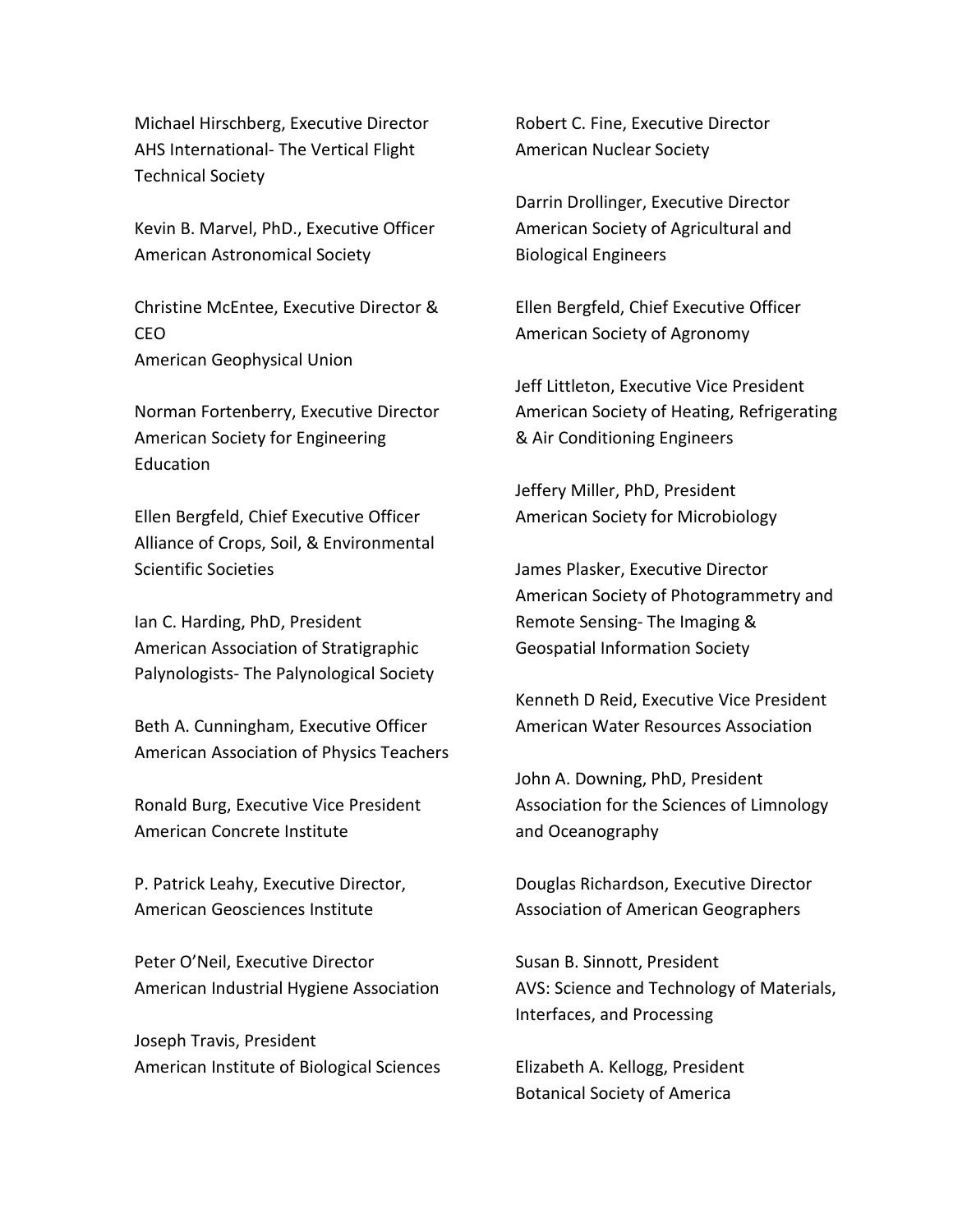Michael Hirschberg, Executive Director
AHS International- The Vertical Flight Technical Society

Kevin B. Marvel, PhD., Executive Officer
American Astronomical Society

Christine McEntee, Executive Director & CEO
American Geophysical Union

Norman Fortenberry, Executive Director
American Society for Engineering Education

Ellen Bergfeld, Chief Executive Officer
Alliance of Crops, Soil, & Environmental Scientific Societies

Ian C. Harding, PhD, President
American Association of Stratigraphic Palynologists- The Palynological Society

Beth A. Cunningham, Executive Officer
American Association of Physics Teachers

Ronald Burg, Executive Vice President
American Concrete Institute

P. Patrick Leahy, Executive Director,
American Geosciences Institute

Peter O'Neil, Executive Director
American Industrial Hygiene Association

Joseph Travis, President
American Institute of Biological Sciences

Robert C. Fine, Executive Director
American Nuclear Society

Darrin Drollinger, Executive Director
American Society of Agricultural and Biological Engineers

Ellen Bergfeld, Chief Executive Officer
American Society of Agronomy

Jeff Littleton, Executive Vice President
American Society of Heating, Refrigerating & Air Conditioning Engineers

Jeffery Miller, PhD, President
American Society for Microbiology

James Plasker, Executive Director
American Society of Photogrammetry and Remote Sensing- The Imaging & Geospatial Information Society

Kenneth D Reid, Executive Vice President
American Water Resources Association

John A. Downing, PhD, President
Association for the Sciences of Limnology and Oceanography

Douglas Richardson, Executive Director
Association of American Geographers

Susan B. Sinnott, President
AVS: Science and Technology of Materials, Interfaces, and Processing

Elizabeth A. Kellogg, President
Botanical Society of America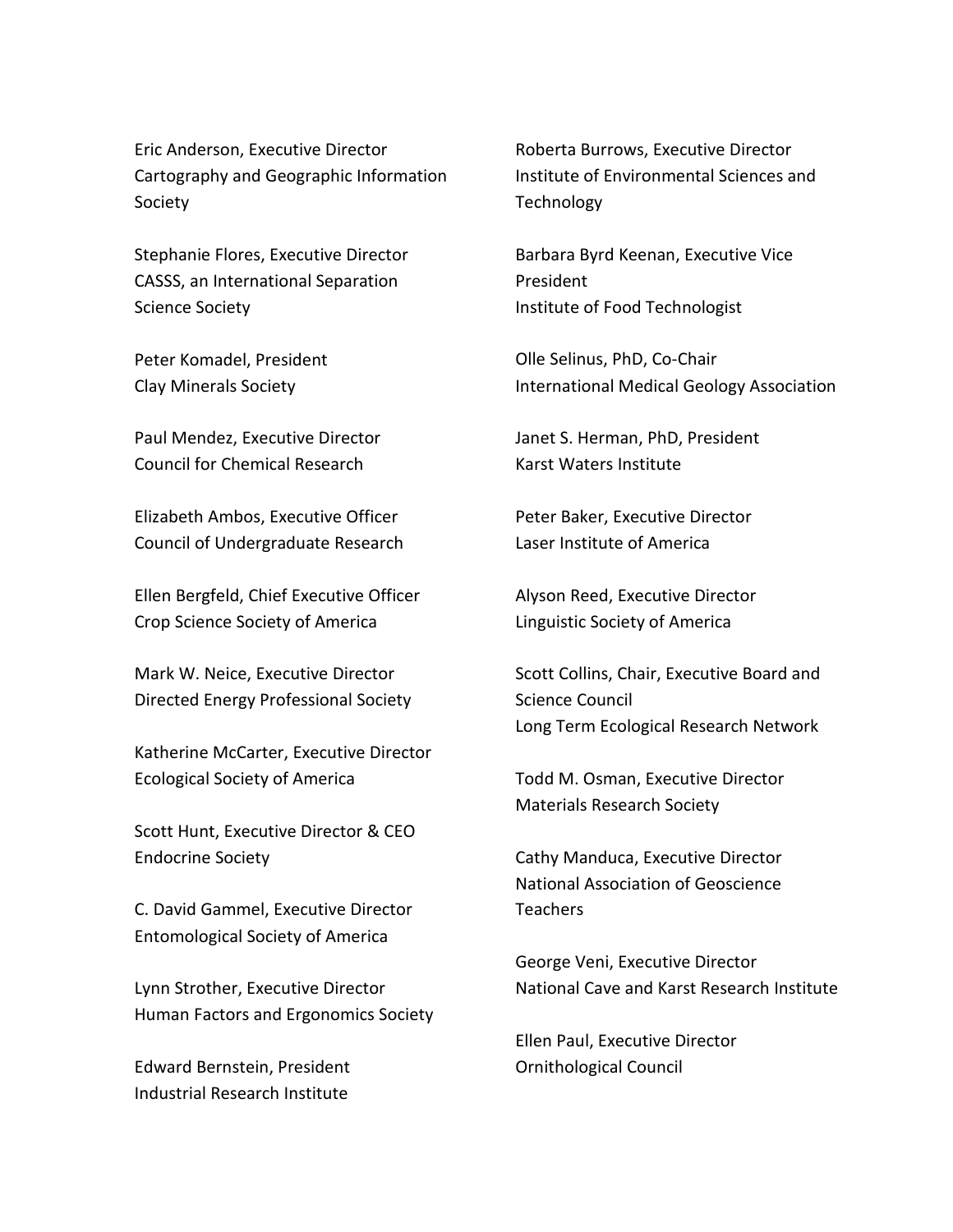Eric Anderson, Executive Director
Cartography and Geographic Information Society

Stephanie Flores, Executive Director
CASSS, an International Separation Science Society

Peter Komadel, President
Clay Minerals Society

Paul Mendez, Executive Director
Council for Chemical Research

Elizabeth Ambos, Executive Officer
Council of Undergraduate Research

Ellen Bergfeld, Chief Executive Officer
Crop Science Society of America

Mark W. Neice, Executive Director
Directed Energy Professional Society

Katherine McCarter, Executive Director
Ecological Society of America

Scott Hunt, Executive Director & CEO
Endocrine Society

C. David Gammel, Executive Director
Entomological Society of America

Lynn Strother, Executive Director
Human Factors and Ergonomics Society

Edward Bernstein, President
Industrial Research Institute

Roberta Burrows, Executive Director
Institute of Environmental Sciences and Technology

Barbara Byrd Keenan, Executive Vice President
Institute of Food Technologist

Olle Selinus, PhD, Co-Chair
International Medical Geology Association

Janet S. Herman, PhD, President
Karst Waters Institute

Peter Baker, Executive Director
Laser Institute of America

Alyson Reed, Executive Director
Linguistic Society of America

Scott Collins, Chair, Executive Board and Science Council
Long Term Ecological Research Network

Todd M. Osman, Executive Director
Materials Research Society

Cathy Manduca, Executive Director
National Association of Geoscience Teachers

George Veni, Executive Director
National Cave and Karst Research Institute

Ellen Paul, Executive Director
Ornithological Council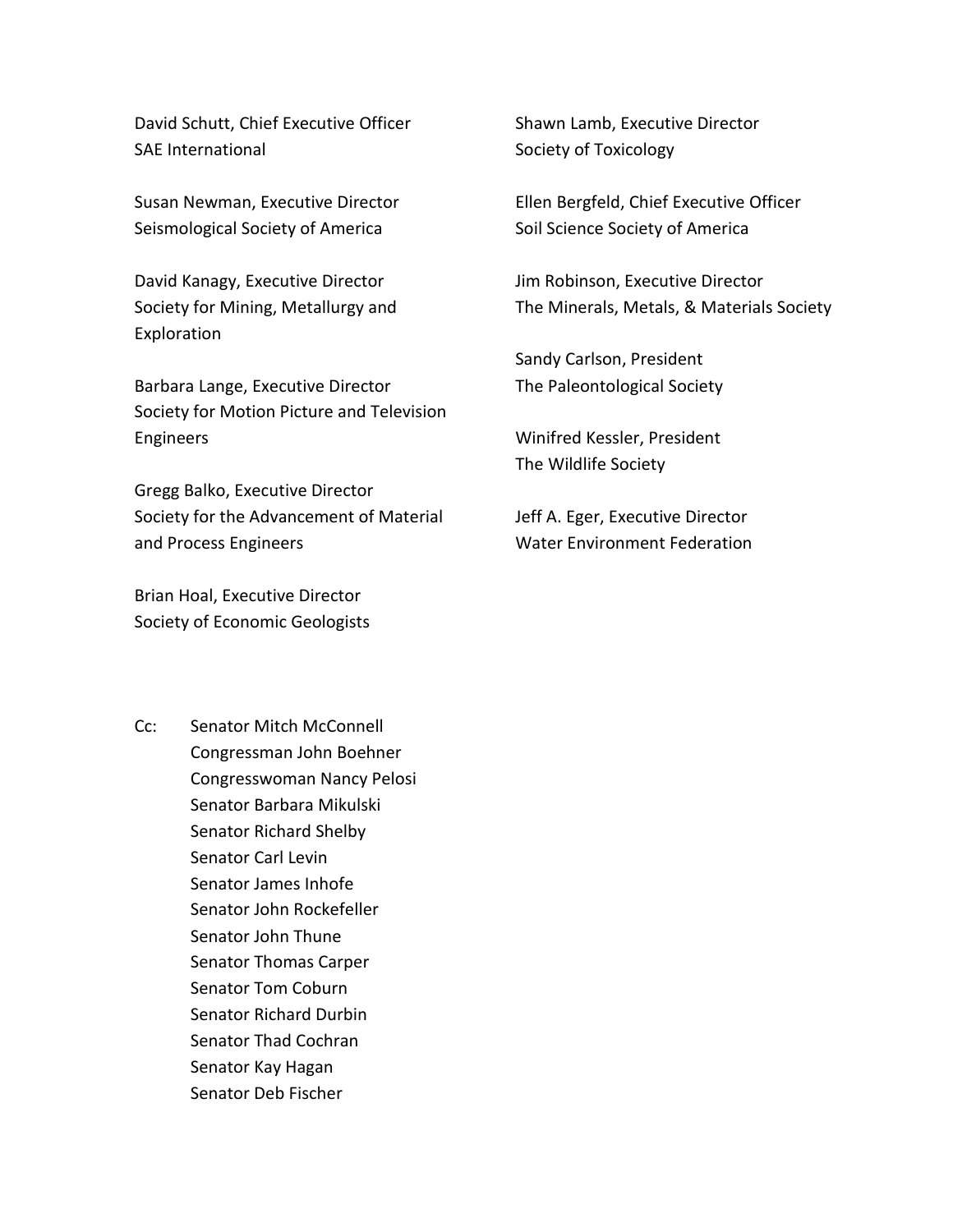David Schutt, Chief Executive Officer
SAE International

Susan Newman, Executive Director
Seismological Society of America

David Kanagy, Executive Director
Society for Mining, Metallurgy and Exploration

Barbara Lange, Executive Director
Society for Motion Picture and Television Engineers

Gregg Balko, Executive Director
Society for the Advancement of Material and Process Engineers

Brian Hoal, Executive Director
Society of Economic Geologists

Shawn Lamb, Executive Director
Society of Toxicology

Ellen Bergfeld, Chief Executive Officer
Soil Science Society of America

Jim Robinson, Executive Director
The Minerals, Metals, & Materials Society

Sandy Carlson, President
The Paleontological Society

Winifred Kessler, President
The Wildlife Society

Jeff A. Eger, Executive Director
Water Environment Federation

Cc: Senator Mitch McConnell
Congressman John Boehner
Congresswoman Nancy Pelosi
Senator Barbara Mikulski
Senator Richard Shelby
Senator Carl Levin
Senator James Inhofe
Senator John Rockefeller
Senator John Thune
Senator Thomas Carper
Senator Tom Coburn
Senator Richard Durbin
Senator Thad Cochran
Senator Kay Hagan
Senator Deb Fischer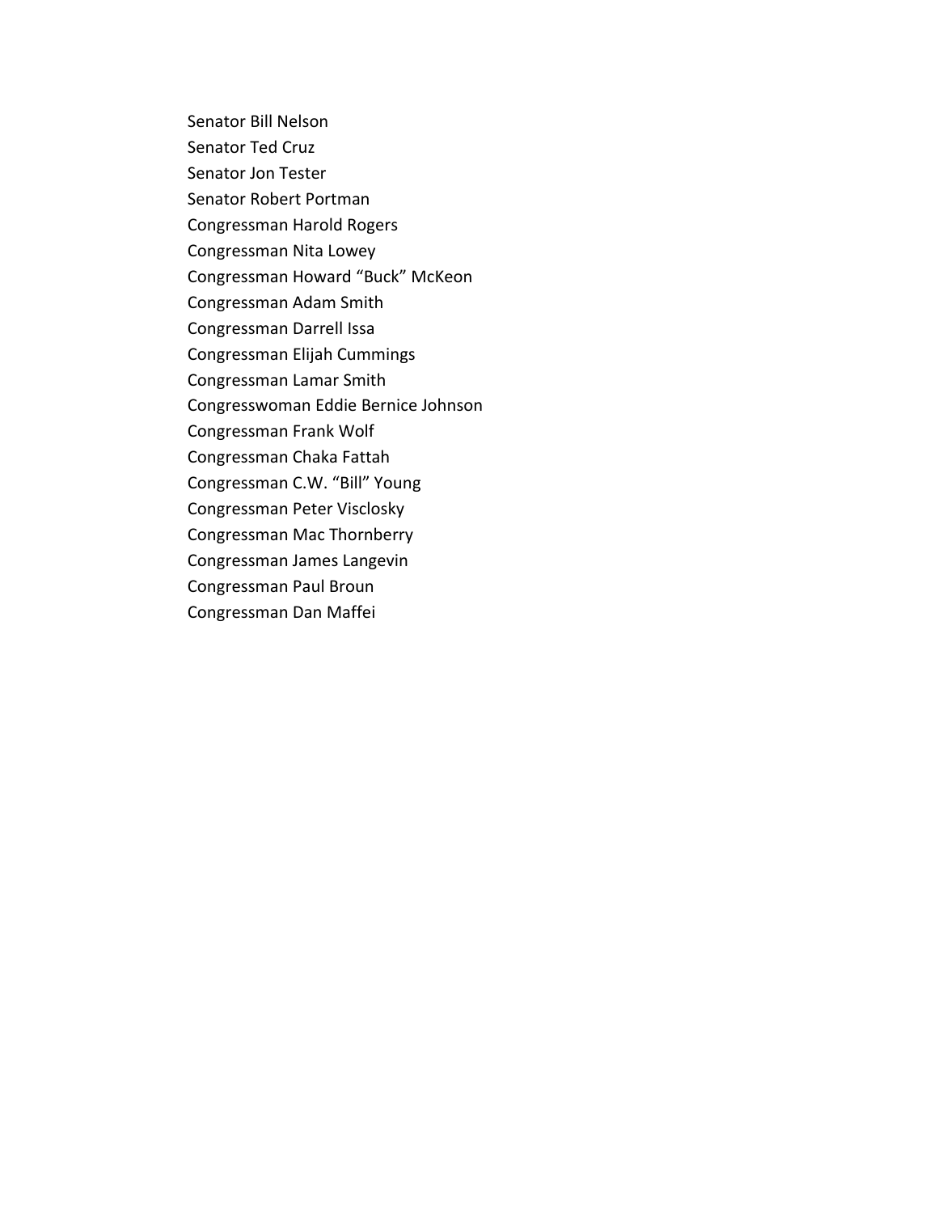Senator Bill Nelson
Senator Ted Cruz
Senator Jon Tester
Senator Robert Portman
Congressman Harold Rogers
Congressman Nita Lowey
Congressman Howard “Buck” McKeon
Congressman Adam Smith
Congressman Darrell Issa
Congressman Elijah Cummings
Congressman Lamar Smith
Congresswoman Eddie Bernice Johnson
Congressman Frank Wolf
Congressman Chaka Fattah
Congressman C.W. “Bill” Young
Congressman Peter Visclosky
Congressman Mac Thornberry
Congressman James Langevin
Congressman Paul Broun
Congressman Dan Maffei